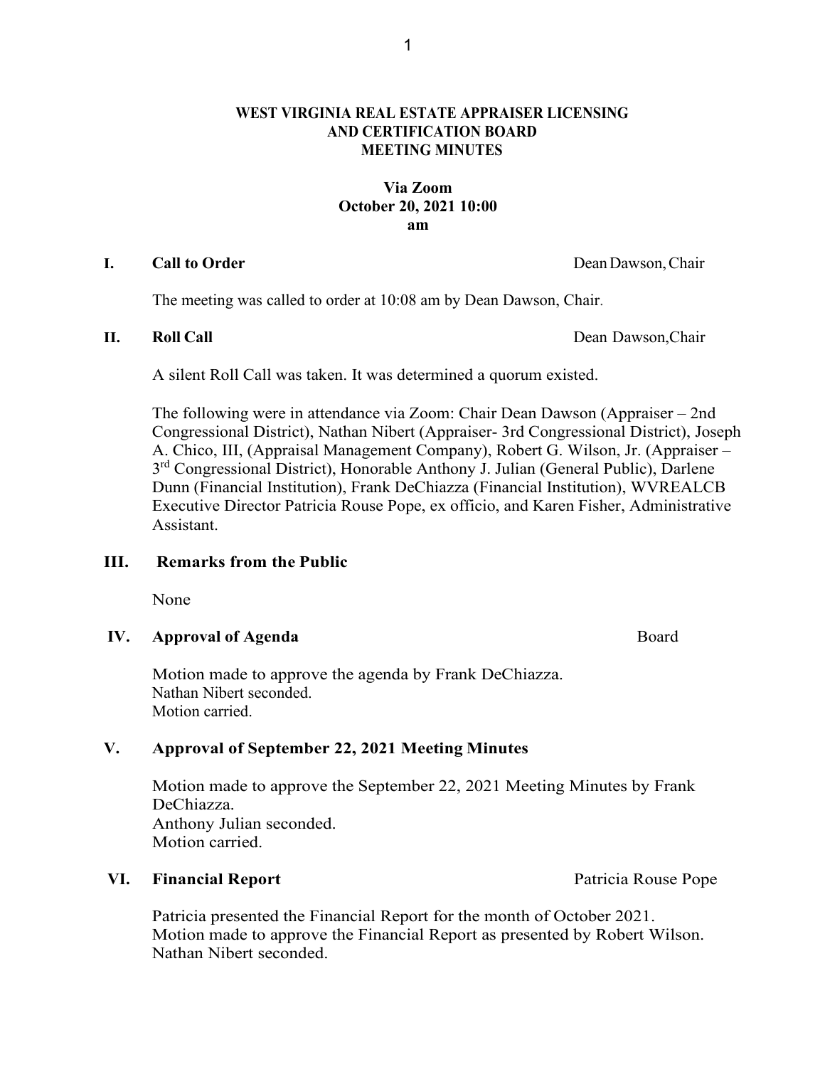**WEST VIRGINIA REAL ESTATE APPRAISER LICENSING AND CERTIFICATION BOARD MEETING MINUTES**

**Via Zoom**
**October 20, 2021 10:00 am**

## I. Call to Order — Dean Dawson, Chair

The meeting was called to order at 10:08 am by Dean Dawson, Chair.

## II. Roll Call — Dean Dawson, Chair

A silent Roll Call was taken. It was determined a quorum existed.

The following were in attendance via Zoom: Chair Dean Dawson (Appraiser – 2nd Congressional District), Nathan Nibert (Appraiser- 3rd Congressional District), Joseph A. Chico, III, (Appraisal Management Company), Robert G. Wilson, Jr. (Appraiser – 3rd Congressional District), Honorable Anthony J. Julian (General Public), Darlene Dunn (Financial Institution), Frank DeChiazza (Financial Institution), WVREALCB Executive Director Patricia Rouse Pope, ex officio, and Karen Fisher, Administrative Assistant.

## III. Remarks from the Public

None

## IV. Approval of Agenda — Board

Motion made to approve the agenda by Frank DeChiazza.
Nathan Nibert seconded.
Motion carried.

## V. Approval of September 22, 2021 Meeting Minutes

Motion made to approve the September 22, 2021 Meeting Minutes by Frank DeChiazza.
Anthony Julian seconded.
Motion carried.

## VI. Financial Report — Patricia Rouse Pope

Patricia presented the Financial Report for the month of October 2021.
Motion made to approve the Financial Report as presented by Robert Wilson.
Nathan Nibert seconded.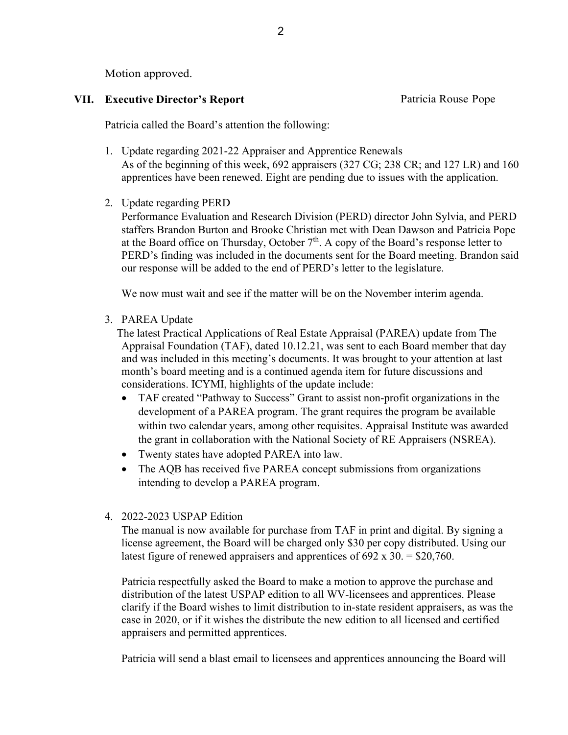Motion approved.

**VII. Executive Director's Report** Patricia Rouse Pope

Patricia called the Board's attention the following:

1. Update regarding 2021-22 Appraiser and Apprentice Renewals
   As of the beginning of this week, 692 appraisers (327 CG; 238 CR; and 127 LR) and 160 apprentices have been renewed. Eight are pending due to issues with the application.

2. Update regarding PERD
   Performance Evaluation and Research Division (PERD) director John Sylvia, and PERD staffers Brandon Burton and Brooke Christian met with Dean Dawson and Patricia Pope at the Board office on Thursday, October 7th. A copy of the Board's response letter to PERD's finding was included in the documents sent for the Board meeting. Brandon said our response will be added to the end of PERD's letter to the legislature.

   We now must wait and see if the matter will be on the November interim agenda.

3. PAREA Update
   The latest Practical Applications of Real Estate Appraisal (PAREA) update from The Appraisal Foundation (TAF), dated 10.12.21, was sent to each Board member that day and was included in this meeting's documents. It was brought to your attention at last month's board meeting and is a continued agenda item for future discussions and considerations. ICYMI, highlights of the update include:
   - TAF created "Pathway to Success" Grant to assist non-profit organizations in the development of a PAREA program. The grant requires the program be available within two calendar years, among other requisites. Appraisal Institute was awarded the grant in collaboration with the National Society of RE Appraisers (NSREA).
   - Twenty states have adopted PAREA into law.
   - The AQB has received five PAREA concept submissions from organizations intending to develop a PAREA program.

4. 2022-2023 USPAP Edition
   The manual is now available for purchase from TAF in print and digital. By signing a license agreement, the Board will be charged only $30 per copy distributed. Using our latest figure of renewed appraisers and apprentices of 692 x 30. = $20,760.

   Patricia respectfully asked the Board to make a motion to approve the purchase and distribution of the latest USPAP edition to all WV-licensees and apprentices. Please clarify if the Board wishes to limit distribution to in-state resident appraisers, as was the case in 2020, or if it wishes the distribute the new edition to all licensed and certified appraisers and permitted apprentices.

   Patricia will send a blast email to licensees and apprentices announcing the Board will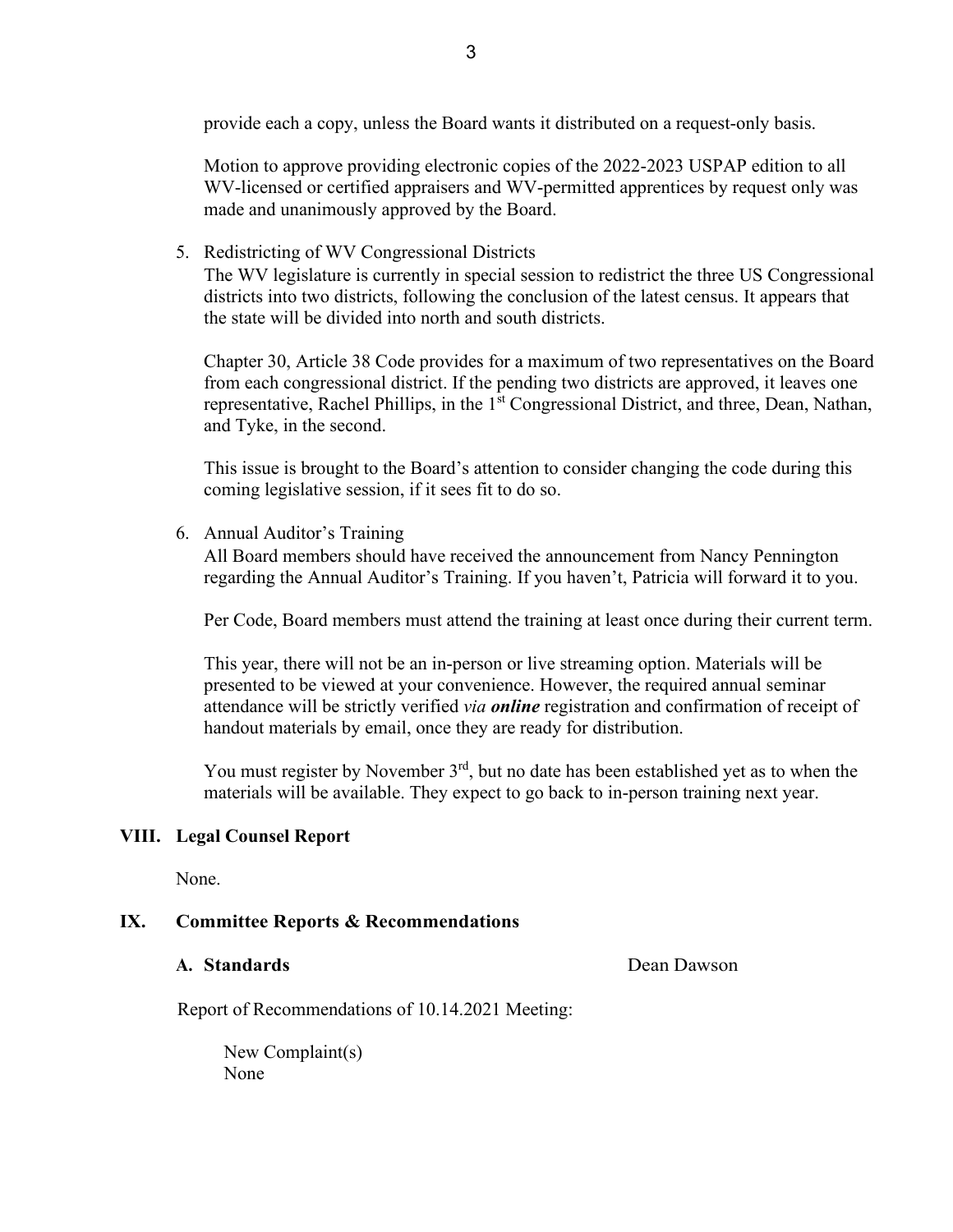provide each a copy, unless the Board wants it distributed on a request-only basis.

Motion to approve providing electronic copies of the 2022-2023 USPAP edition to all WV-licensed or certified appraisers and WV-permitted apprentices by request only was made and unanimously approved by the Board.

5. Redistricting of WV Congressional Districts

   The WV legislature is currently in special session to redistrict the three US Congressional districts into two districts, following the conclusion of the latest census. It appears that the state will be divided into north and south districts.

   Chapter 30, Article 38 Code provides for a maximum of two representatives on the Board from each congressional district. If the pending two districts are approved, it leaves one representative, Rachel Phillips, in the 1st Congressional District, and three, Dean, Nathan, and Tyke, in the second.

   This issue is brought to the Board's attention to consider changing the code during this coming legislative session, if it sees fit to do so.

6. Annual Auditor's Training

   All Board members should have received the announcement from Nancy Pennington regarding the Annual Auditor's Training. If you haven't, Patricia will forward it to you.

   Per Code, Board members must attend the training at least once during their current term.

   This year, there will not be an in-person or live streaming option. Materials will be presented to be viewed at your convenience. However, the required annual seminar attendance will be strictly verified *via **online*** registration and confirmation of receipt of handout materials by email, once they are ready for distribution.

   You must register by November 3rd, but no date has been established yet as to when the materials will be available. They expect to go back to in-person training next year.

## VIII. Legal Counsel Report

None.

## IX. Committee Reports & Recommendations

### A. Standards — Dean Dawson

Report of Recommendations of 10.14.2021 Meeting:

New Complaint(s)
None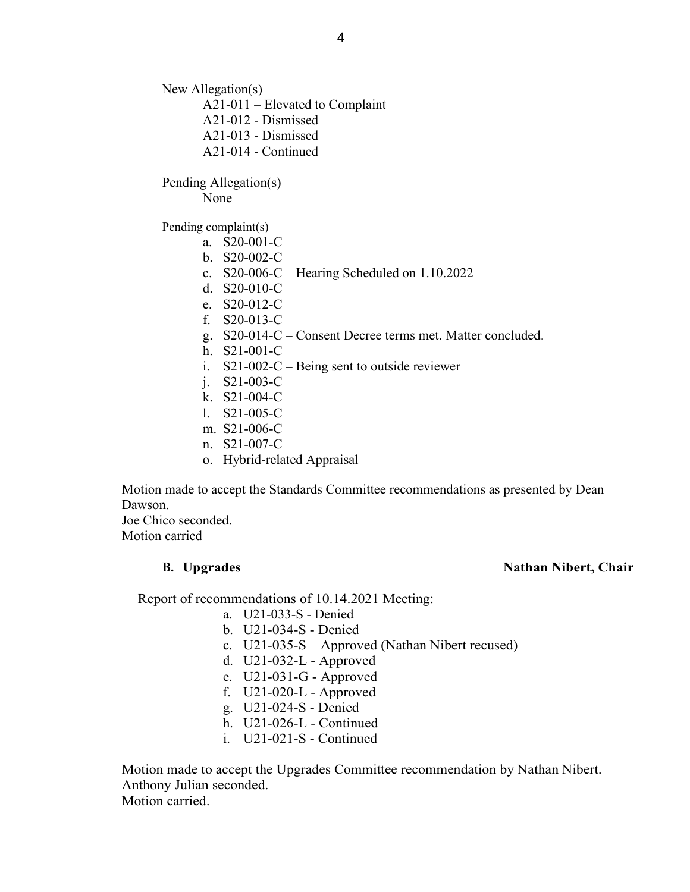New Allegation(s)

A21-011 – Elevated to Complaint
A21-012 - Dismissed
A21-013 - Dismissed
A21-014 - Continued

Pending Allegation(s)

None

Pending complaint(s)

a. S20-001-C
b. S20-002-C
c. S20-006-C – Hearing Scheduled on 1.10.2022
d. S20-010-C
e. S20-012-C
f. S20-013-C
g. S20-014-C – Consent Decree terms met. Matter concluded.
h. S21-001-C
i. S21-002-C – Being sent to outside reviewer
j. S21-003-C
k. S21-004-C
l. S21-005-C
m. S21-006-C
n. S21-007-C
o. Hybrid-related Appraisal

Motion made to accept the Standards Committee recommendations as presented by Dean Dawson.
Joe Chico seconded.
Motion carried

**B. Upgrades** **Nathan Nibert, Chair**

Report of recommendations of 10.14.2021 Meeting:

a. U21-033-S - Denied
b. U21-034-S - Denied
c. U21-035-S – Approved (Nathan Nibert recused)
d. U21-032-L - Approved
e. U21-031-G - Approved
f. U21-020-L - Approved
g. U21-024-S - Denied
h. U21-026-L - Continued
i. U21-021-S - Continued

Motion made to accept the Upgrades Committee recommendation by Nathan Nibert.
Anthony Julian seconded.
Motion carried.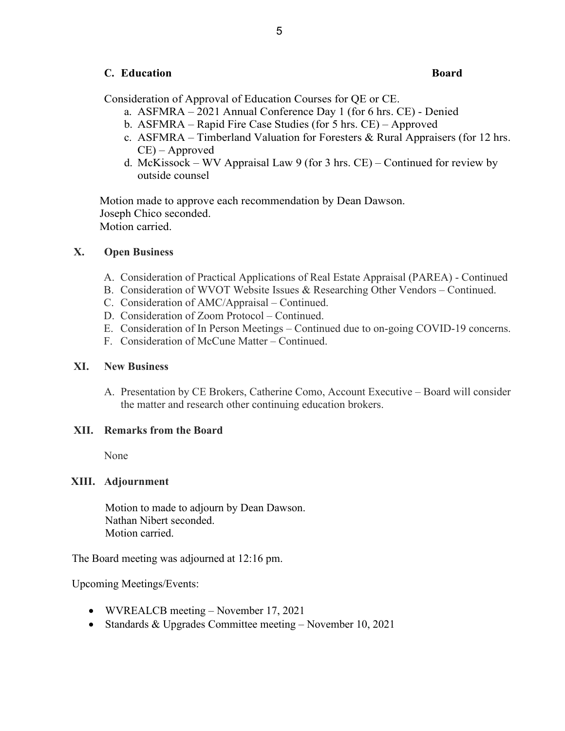### C. Education — Board

Consideration of Approval of Education Courses for QE or CE.

a. ASFMRA – 2021 Annual Conference Day 1 (for 6 hrs. CE) - Denied
b. ASFMRA – Rapid Fire Case Studies (for 5 hrs. CE) – Approved
c. ASFMRA – Timberland Valuation for Foresters & Rural Appraisers (for 12 hrs. CE) – Approved
d. McKissock – WV Appraisal Law 9 (for 3 hrs. CE) – Continued for review by outside counsel

Motion made to approve each recommendation by Dean Dawson.
Joseph Chico seconded.
Motion carried.

## X. Open Business

A. Consideration of Practical Applications of Real Estate Appraisal (PAREA) - Continued
B. Consideration of WVOT Website Issues & Researching Other Vendors – Continued.
C. Consideration of AMC/Appraisal – Continued.
D. Consideration of Zoom Protocol – Continued.
E. Consideration of In Person Meetings – Continued due to on-going COVID-19 concerns.
F. Consideration of McCune Matter – Continued.

## XI. New Business

A. Presentation by CE Brokers, Catherine Como, Account Executive – Board will consider the matter and research other continuing education brokers.

## XII. Remarks from the Board

None

## XIII. Adjournment

Motion to made to adjourn by Dean Dawson.
Nathan Nibert seconded.
Motion carried.

The Board meeting was adjourned at 12:16 pm.

Upcoming Meetings/Events:

- WVREALCB meeting – November 17, 2021
- Standards & Upgrades Committee meeting – November 10, 2021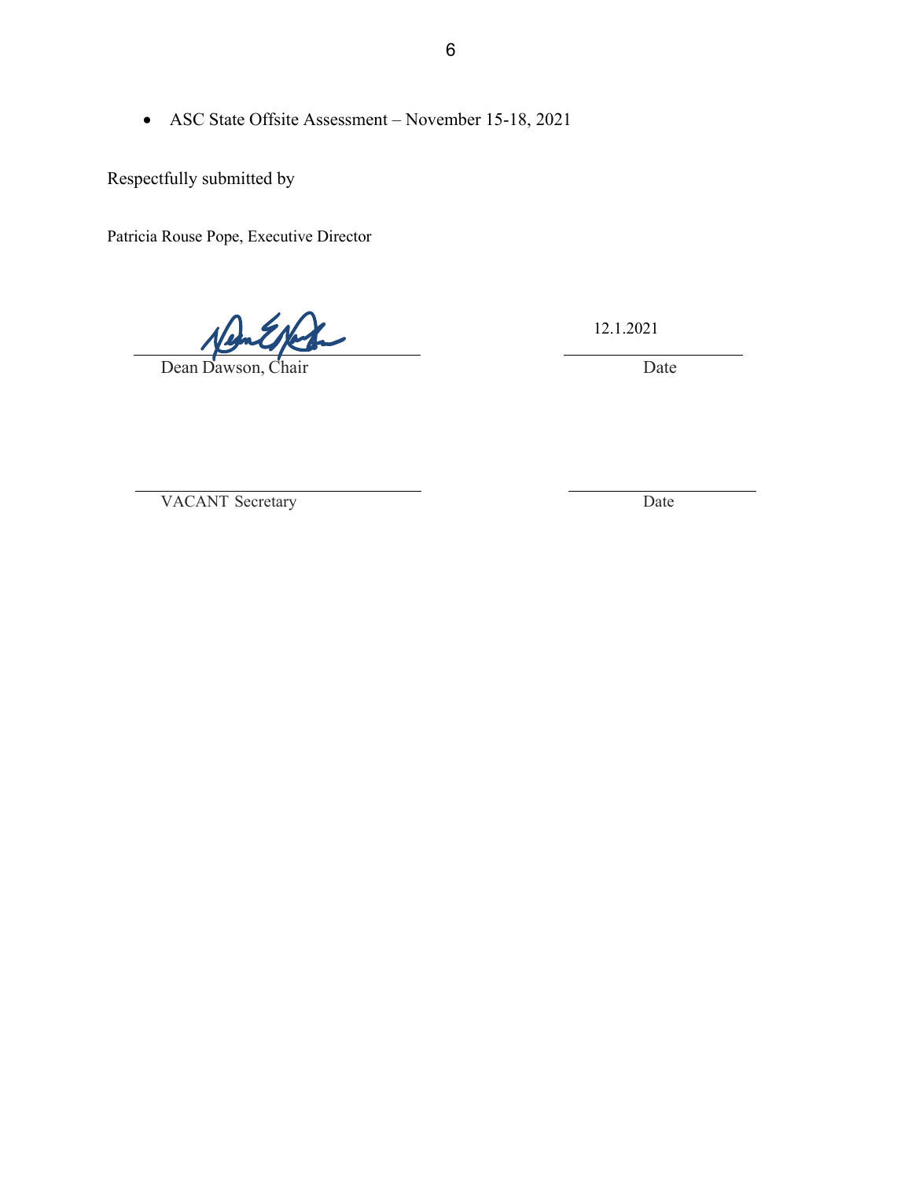- ASC State Offsite Assessment – November 15-18, 2021

Respectfully submitted by

Patricia Rouse Pope, Executive Director

Dean Dawson, Chair — Date: 12.1.2021

VACANT Secretary — Date: